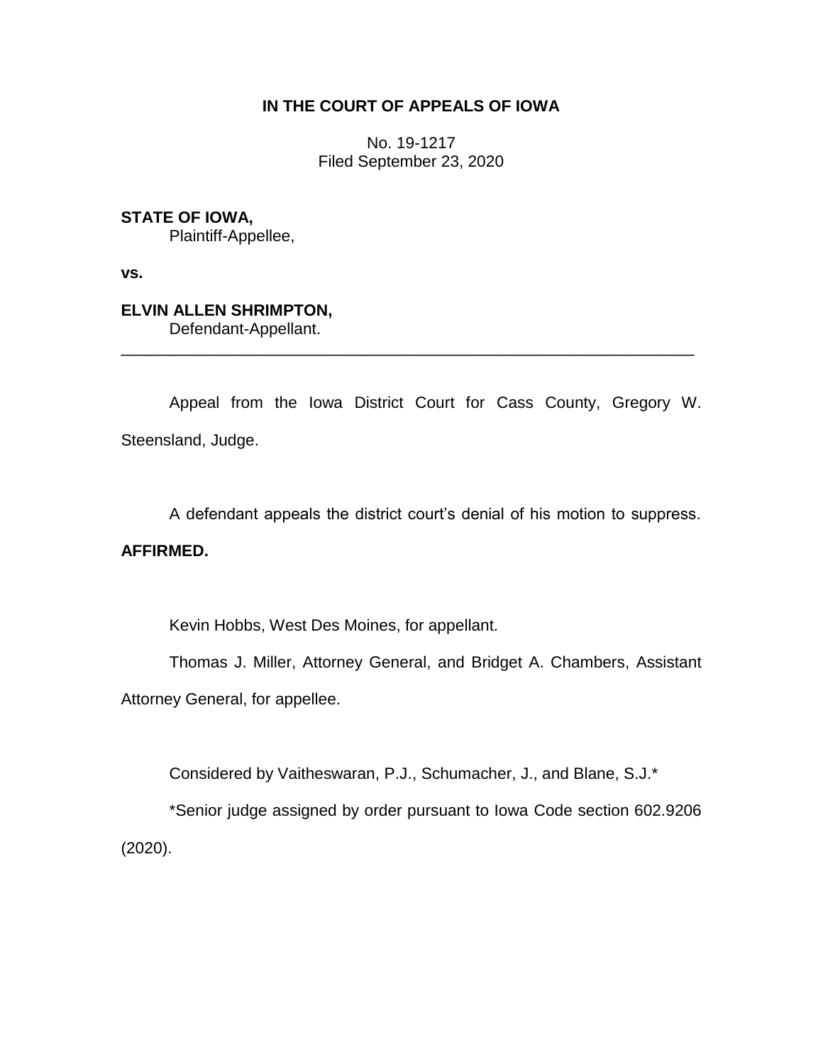# IN THE COURT OF APPEALS OF IOWA

No. 19-1217
Filed September 23, 2020

**STATE OF IOWA,**
Plaintiff-Appellee,

**vs.**

**ELVIN ALLEN SHRIMPTON,**
Defendant-Appellant.

---

Appeal from the Iowa District Court for Cass County, Gregory W. Steensland, Judge.

A defendant appeals the district court's denial of his motion to suppress. **AFFIRMED.**

Kevin Hobbs, West Des Moines, for appellant.

Thomas J. Miller, Attorney General, and Bridget A. Chambers, Assistant Attorney General, for appellee.

Considered by Vaitheswaran, P.J., Schumacher, J., and Blane, S.J.*

*Senior judge assigned by order pursuant to Iowa Code section 602.9206 (2020).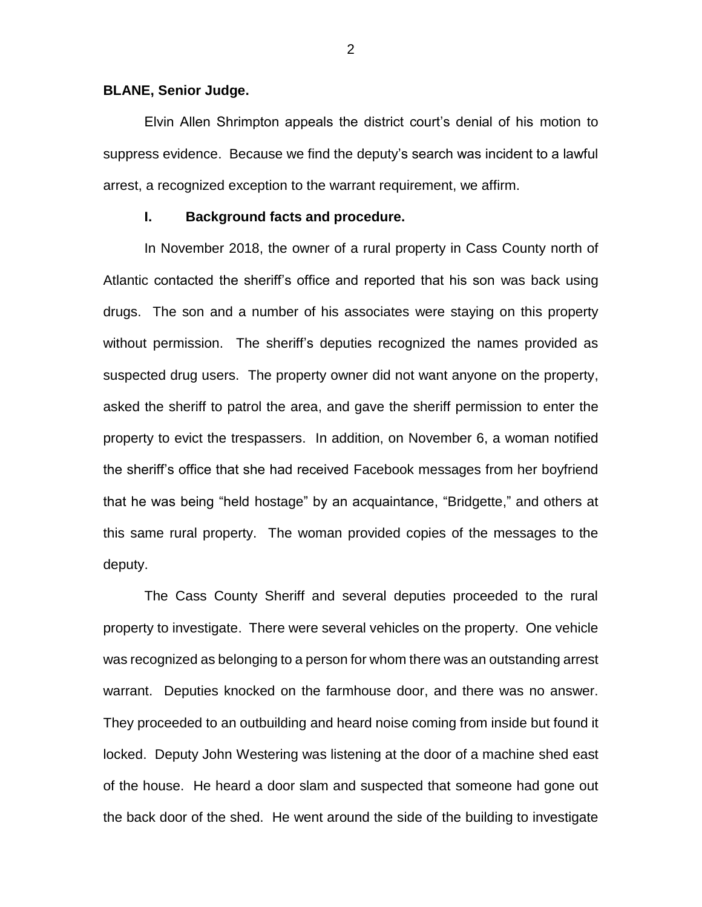**BLANE, Senior Judge.**

Elvin Allen Shrimpton appeals the district court's denial of his motion to suppress evidence. Because we find the deputy's search was incident to a lawful arrest, a recognized exception to the warrant requirement, we affirm.

## I. Background facts and procedure.

In November 2018, the owner of a rural property in Cass County north of Atlantic contacted the sheriff's office and reported that his son was back using drugs. The son and a number of his associates were staying on this property without permission. The sheriff's deputies recognized the names provided as suspected drug users. The property owner did not want anyone on the property, asked the sheriff to patrol the area, and gave the sheriff permission to enter the property to evict the trespassers. In addition, on November 6, a woman notified the sheriff's office that she had received Facebook messages from her boyfriend that he was being "held hostage" by an acquaintance, "Bridgette," and others at this same rural property. The woman provided copies of the messages to the deputy.

The Cass County Sheriff and several deputies proceeded to the rural property to investigate. There were several vehicles on the property. One vehicle was recognized as belonging to a person for whom there was an outstanding arrest warrant. Deputies knocked on the farmhouse door, and there was no answer. They proceeded to an outbuilding and heard noise coming from inside but found it locked. Deputy John Westering was listening at the door of a machine shed east of the house. He heard a door slam and suspected that someone had gone out the back door of the shed. He went around the side of the building to investigate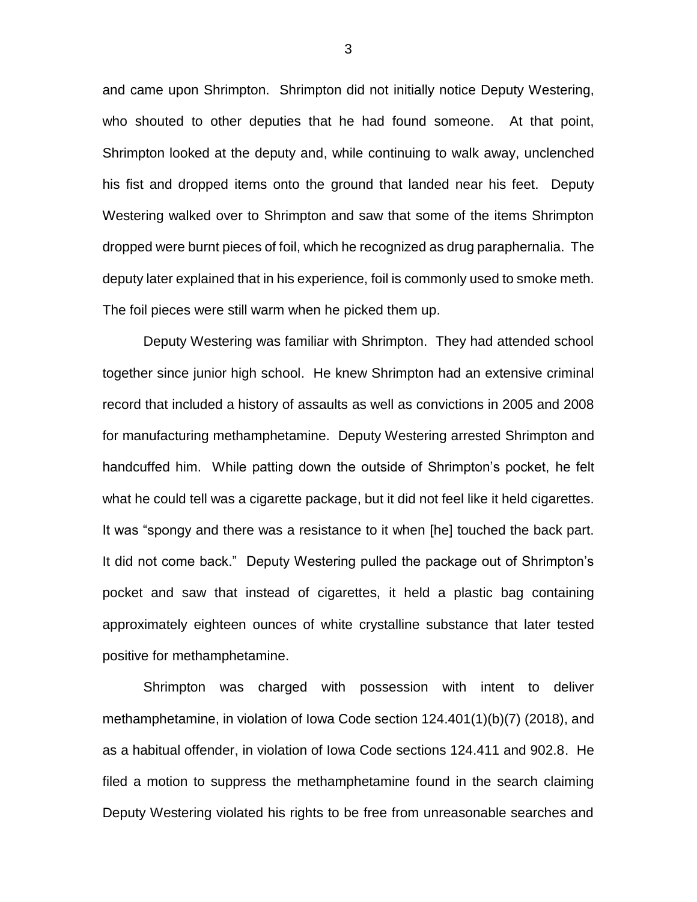and came upon Shrimpton. Shrimpton did not initially notice Deputy Westering, who shouted to other deputies that he had found someone. At that point, Shrimpton looked at the deputy and, while continuing to walk away, unclenched his fist and dropped items onto the ground that landed near his feet. Deputy Westering walked over to Shrimpton and saw that some of the items Shrimpton dropped were burnt pieces of foil, which he recognized as drug paraphernalia. The deputy later explained that in his experience, foil is commonly used to smoke meth. The foil pieces were still warm when he picked them up.

Deputy Westering was familiar with Shrimpton. They had attended school together since junior high school. He knew Shrimpton had an extensive criminal record that included a history of assaults as well as convictions in 2005 and 2008 for manufacturing methamphetamine. Deputy Westering arrested Shrimpton and handcuffed him. While patting down the outside of Shrimpton's pocket, he felt what he could tell was a cigarette package, but it did not feel like it held cigarettes. It was "spongy and there was a resistance to it when [he] touched the back part. It did not come back." Deputy Westering pulled the package out of Shrimpton's pocket and saw that instead of cigarettes, it held a plastic bag containing approximately eighteen ounces of white crystalline substance that later tested positive for methamphetamine.

Shrimpton was charged with possession with intent to deliver methamphetamine, in violation of Iowa Code section 124.401(1)(b)(7) (2018), and as a habitual offender, in violation of Iowa Code sections 124.411 and 902.8. He filed a motion to suppress the methamphetamine found in the search claiming Deputy Westering violated his rights to be free from unreasonable searches and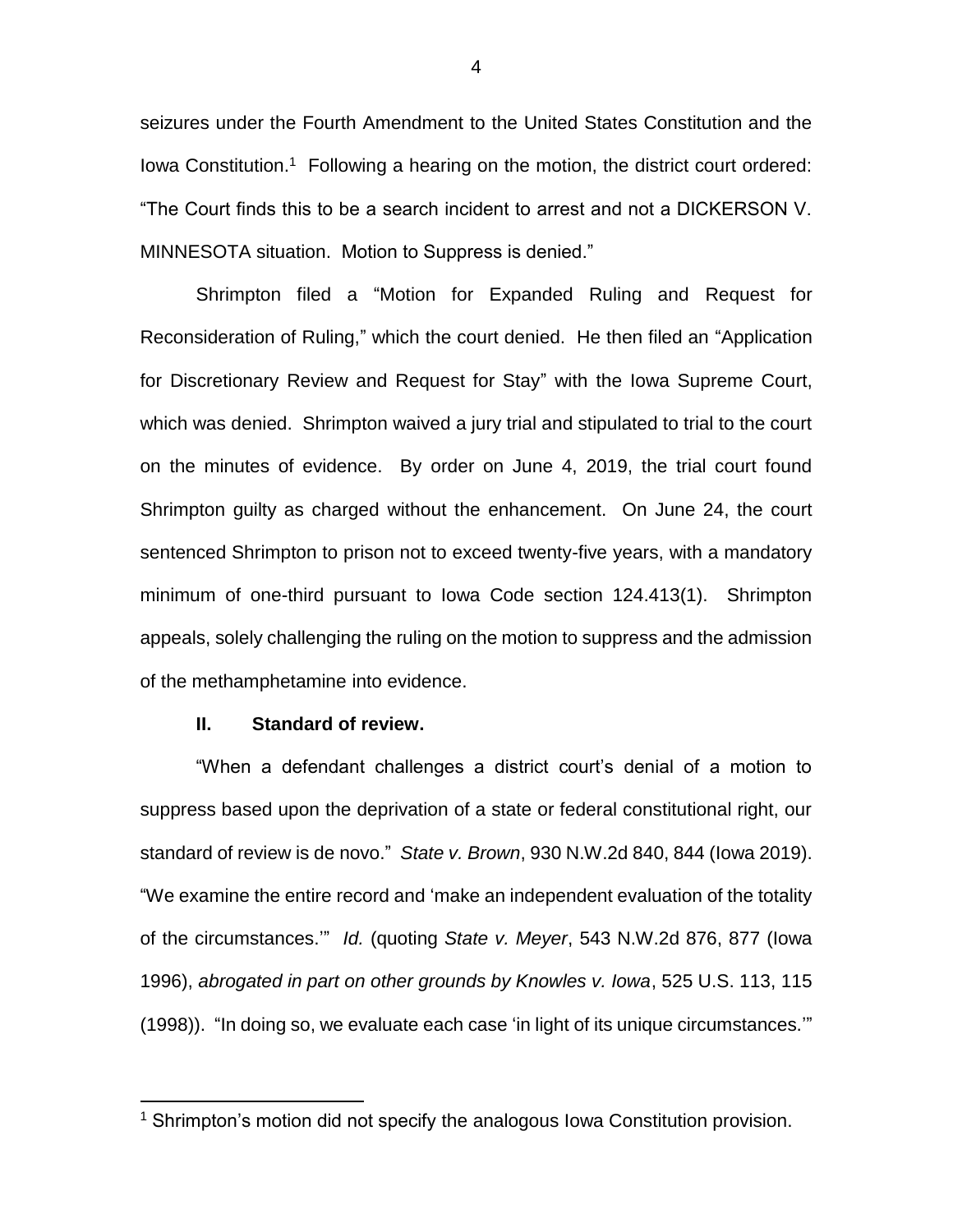seizures under the Fourth Amendment to the United States Constitution and the Iowa Constitution.[1] Following a hearing on the motion, the district court ordered: "The Court finds this to be a search incident to arrest and not a DICKERSON V. MINNESOTA situation. Motion to Suppress is denied."

Shrimpton filed a "Motion for Expanded Ruling and Request for Reconsideration of Ruling," which the court denied. He then filed an "Application for Discretionary Review and Request for Stay" with the Iowa Supreme Court, which was denied. Shrimpton waived a jury trial and stipulated to trial to the court on the minutes of evidence. By order on June 4, 2019, the trial court found Shrimpton guilty as charged without the enhancement. On June 24, the court sentenced Shrimpton to prison not to exceed twenty-five years, with a mandatory minimum of one-third pursuant to Iowa Code section 124.413(1). Shrimpton appeals, solely challenging the ruling on the motion to suppress and the admission of the methamphetamine into evidence.

## II. Standard of review.

"When a defendant challenges a district court's denial of a motion to suppress based upon the deprivation of a state or federal constitutional right, our standard of review is de novo." *State v. Brown*, 930 N.W.2d 840, 844 (Iowa 2019). "We examine the entire record and 'make an independent evaluation of the totality of the circumstances.'" *Id.* (quoting *State v. Meyer*, 543 N.W.2d 876, 877 (Iowa 1996), *abrogated in part on other grounds by Knowles v. Iowa*, 525 U.S. 113, 115 (1998)). "In doing so, we evaluate each case 'in light of its unique circumstances.'"

[1] Shrimpton's motion did not specify the analogous Iowa Constitution provision.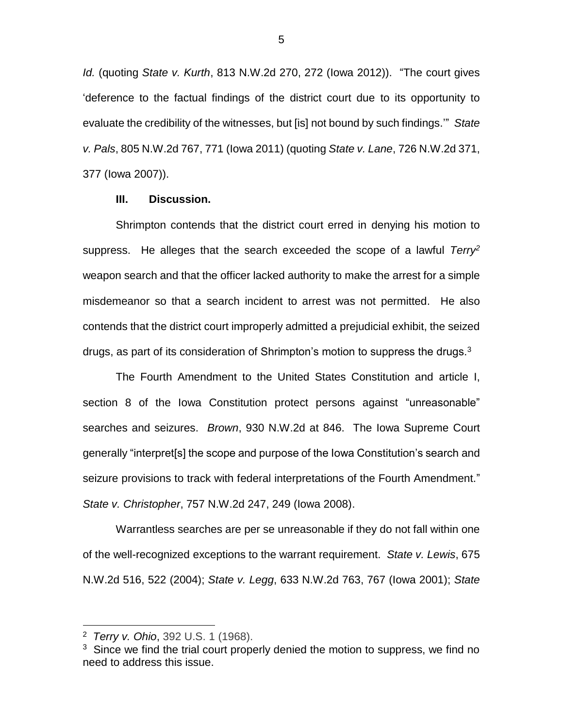*Id.* (quoting *State v. Kurth*, 813 N.W.2d 270, 272 (Iowa 2012)). "The court gives 'deference to the factual findings of the district court due to its opportunity to evaluate the credibility of the witnesses, but [is] not bound by such findings.'" *State v. Pals*, 805 N.W.2d 767, 771 (Iowa 2011) (quoting *State v. Lane*, 726 N.W.2d 371, 377 (Iowa 2007)).

## III. Discussion.

Shrimpton contends that the district court erred in denying his motion to suppress. He alleges that the search exceeded the scope of a lawful *Terry*[2] weapon search and that the officer lacked authority to make the arrest for a simple misdemeanor so that a search incident to arrest was not permitted. He also contends that the district court improperly admitted a prejudicial exhibit, the seized drugs, as part of its consideration of Shrimpton's motion to suppress the drugs.[3]

The Fourth Amendment to the United States Constitution and article I, section 8 of the Iowa Constitution protect persons against "unreasonable" searches and seizures. *Brown*, 930 N.W.2d at 846. The Iowa Supreme Court generally "interpret[s] the scope and purpose of the Iowa Constitution's search and seizure provisions to track with federal interpretations of the Fourth Amendment." *State v. Christopher*, 757 N.W.2d 247, 249 (Iowa 2008).

Warrantless searches are per se unreasonable if they do not fall within one of the well-recognized exceptions to the warrant requirement. *State v. Lewis*, 675 N.W.2d 516, 522 (2004); *State v. Legg*, 633 N.W.2d 763, 767 (Iowa 2001); *State*

---

[2] *Terry v. Ohio*, 392 U.S. 1 (1968).

[3] Since we find the trial court properly denied the motion to suppress, we find no need to address this issue.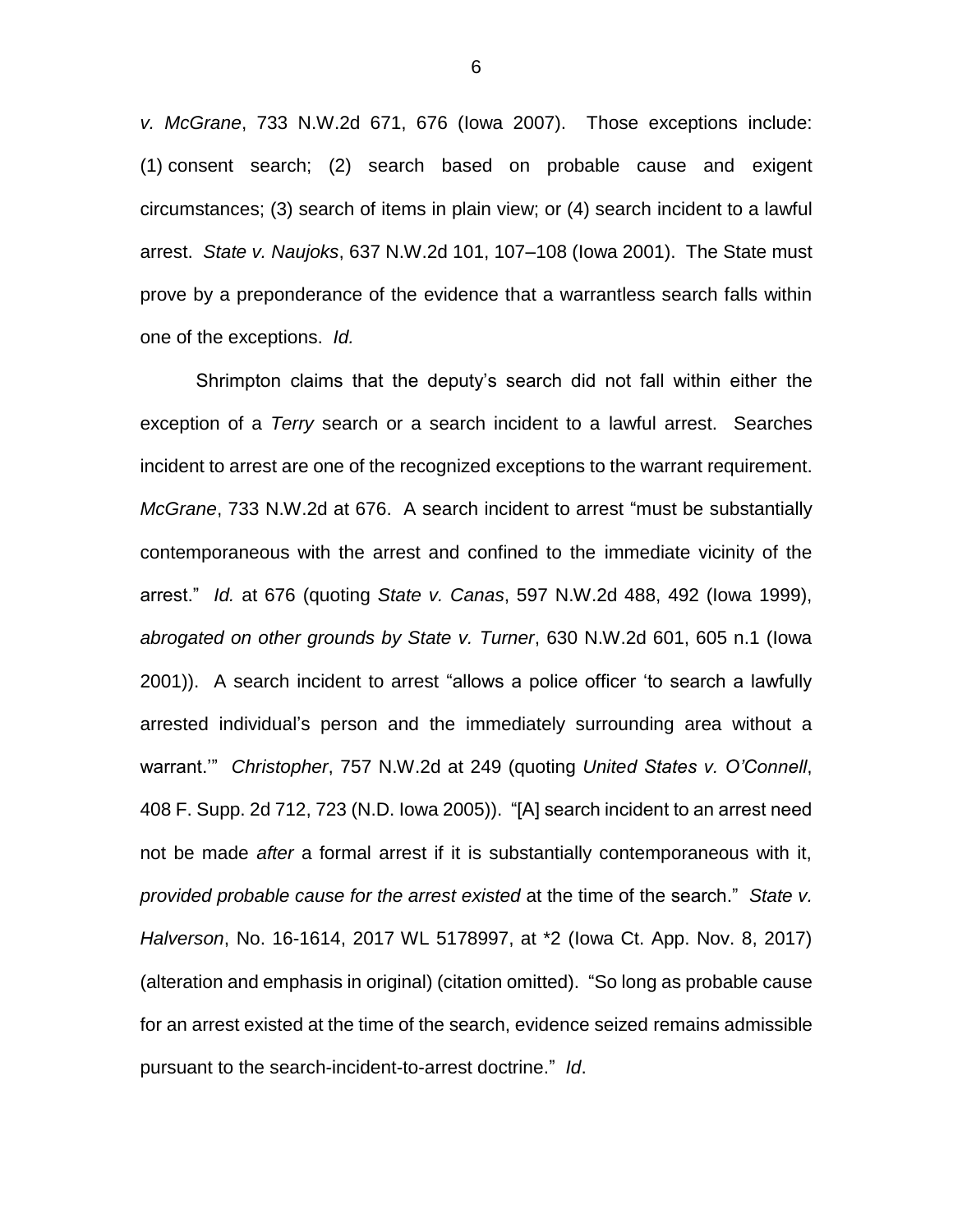*v. McGrane*, 733 N.W.2d 671, 676 (Iowa 2007). Those exceptions include: (1) consent search; (2) search based on probable cause and exigent circumstances; (3) search of items in plain view; or (4) search incident to a lawful arrest. *State v. Naujoks*, 637 N.W.2d 101, 107–108 (Iowa 2001). The State must prove by a preponderance of the evidence that a warrantless search falls within one of the exceptions. *Id.*

Shrimpton claims that the deputy's search did not fall within either the exception of a *Terry* search or a search incident to a lawful arrest. Searches incident to arrest are one of the recognized exceptions to the warrant requirement. *McGrane*, 733 N.W.2d at 676. A search incident to arrest "must be substantially contemporaneous with the arrest and confined to the immediate vicinity of the arrest." *Id.* at 676 (quoting *State v. Canas*, 597 N.W.2d 488, 492 (Iowa 1999), *abrogated on other grounds by State v. Turner*, 630 N.W.2d 601, 605 n.1 (Iowa 2001)). A search incident to arrest "allows a police officer 'to search a lawfully arrested individual's person and the immediately surrounding area without a warrant.'" *Christopher*, 757 N.W.2d at 249 (quoting *United States v. O'Connell*, 408 F. Supp. 2d 712, 723 (N.D. Iowa 2005)). "[A] search incident to an arrest need not be made *after* a formal arrest if it is substantially contemporaneous with it, *provided probable cause for the arrest existed* at the time of the search." *State v. Halverson*, No. 16-1614, 2017 WL 5178997, at *2 (Iowa Ct. App. Nov. 8, 2017) (alteration and emphasis in original) (citation omitted). "So long as probable cause for an arrest existed at the time of the search, evidence seized remains admissible pursuant to the search-incident-to-arrest doctrine." *Id*.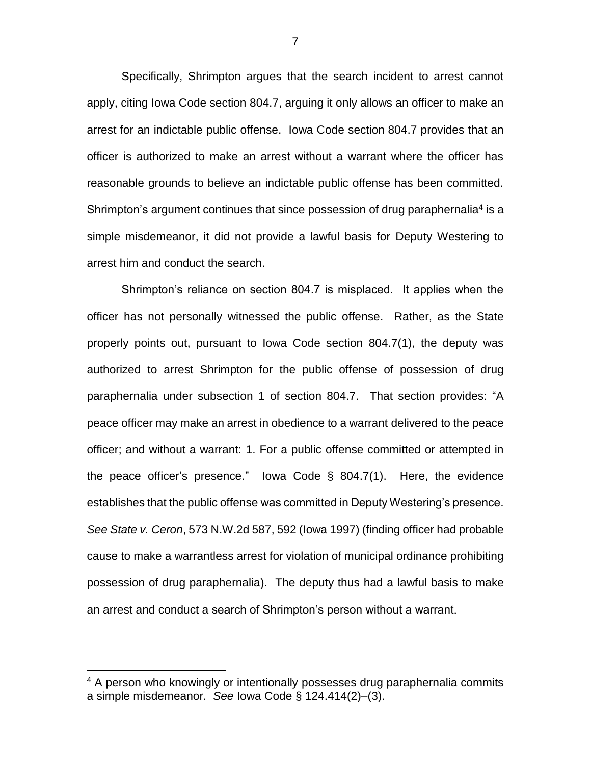Specifically, Shrimpton argues that the search incident to arrest cannot apply, citing Iowa Code section 804.7, arguing it only allows an officer to make an arrest for an indictable public offense. Iowa Code section 804.7 provides that an officer is authorized to make an arrest without a warrant where the officer has reasonable grounds to believe an indictable public offense has been committed. Shrimpton's argument continues that since possession of drug paraphernalia[4] is a simple misdemeanor, it did not provide a lawful basis for Deputy Westering to arrest him and conduct the search.

Shrimpton's reliance on section 804.7 is misplaced. It applies when the officer has not personally witnessed the public offense. Rather, as the State properly points out, pursuant to Iowa Code section 804.7(1), the deputy was authorized to arrest Shrimpton for the public offense of possession of drug paraphernalia under subsection 1 of section 804.7. That section provides: "A peace officer may make an arrest in obedience to a warrant delivered to the peace officer; and without a warrant: 1. For a public offense committed or attempted in the peace officer's presence." Iowa Code § 804.7(1). Here, the evidence establishes that the public offense was committed in Deputy Westering's presence. *See State v. Ceron*, 573 N.W.2d 587, 592 (Iowa 1997) (finding officer had probable cause to make a warrantless arrest for violation of municipal ordinance prohibiting possession of drug paraphernalia). The deputy thus had a lawful basis to make an arrest and conduct a search of Shrimpton's person without a warrant.

---

[4] A person who knowingly or intentionally possesses drug paraphernalia commits a simple misdemeanor. *See* Iowa Code § 124.414(2)–(3).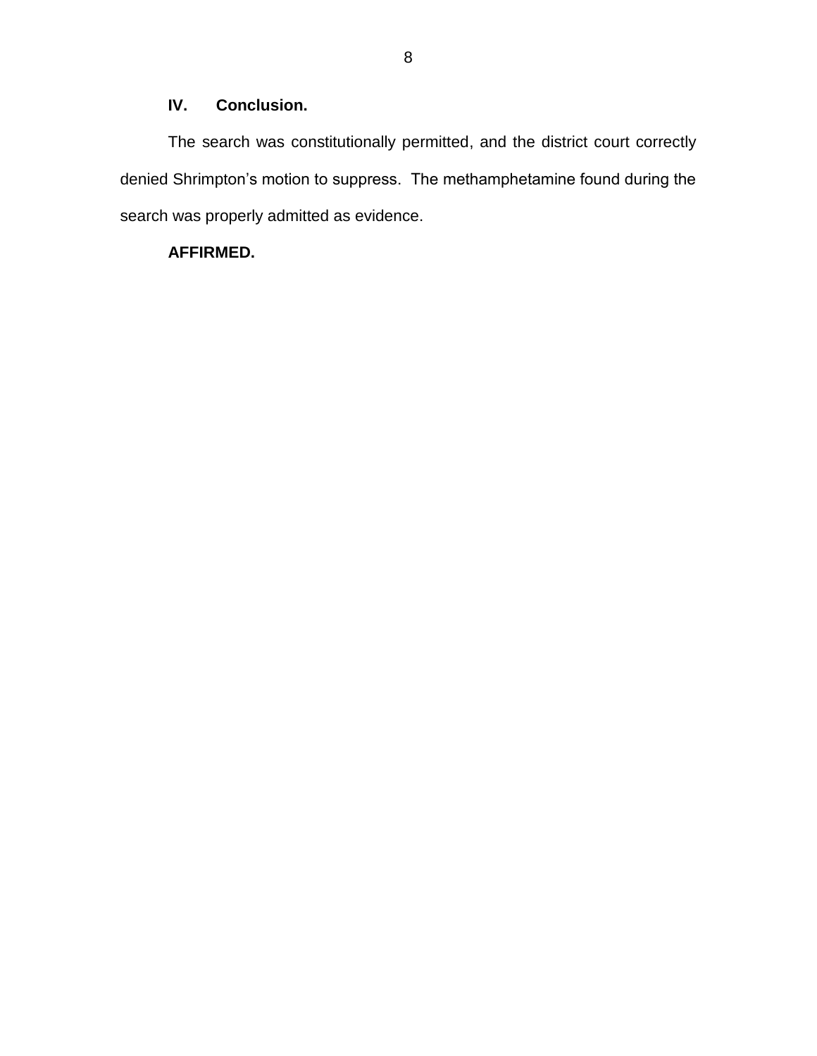## IV. Conclusion.

The search was constitutionally permitted, and the district court correctly denied Shrimpton's motion to suppress. The methamphetamine found during the search was properly admitted as evidence.

**AFFIRMED.**